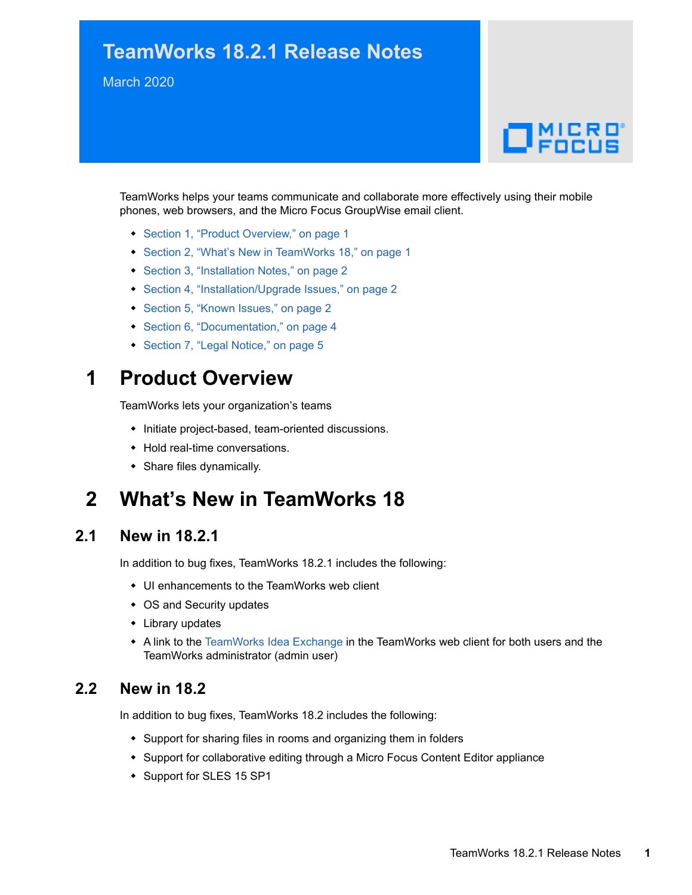# TeamWorks 18.2.1 Release Notes

March 2020

TeamWorks helps your teams communicate and collaborate more effectively using their mobile phones, web browsers, and the Micro Focus GroupWise email client.

- Section 1, "Product Overview," on page 1
- Section 2, "What's New in TeamWorks 18," on page 1
- Section 3, "Installation Notes," on page 2
- Section 4, "Installation/Upgrade Issues," on page 2
- Section 5, "Known Issues," on page 2
- Section 6, "Documentation," on page 4
- Section 7, "Legal Notice," on page 5

## 1 Product Overview

TeamWorks lets your organization's teams

- Initiate project-based, team-oriented discussions.
- Hold real-time conversations.
- Share files dynamically.

## 2 What's New in TeamWorks 18

### 2.1 New in 18.2.1

In addition to bug fixes, TeamWorks 18.2.1 includes the following:

- UI enhancements to the TeamWorks web client
- OS and Security updates
- Library updates
- A link to the TeamWorks Idea Exchange in the TeamWorks web client for both users and the TeamWorks administrator (admin user)

### 2.2 New in 18.2

In addition to bug fixes, TeamWorks 18.2 includes the following:

- Support for sharing files in rooms and organizing them in folders
- Support for collaborative editing through a Micro Focus Content Editor appliance
- Support for SLES 15 SP1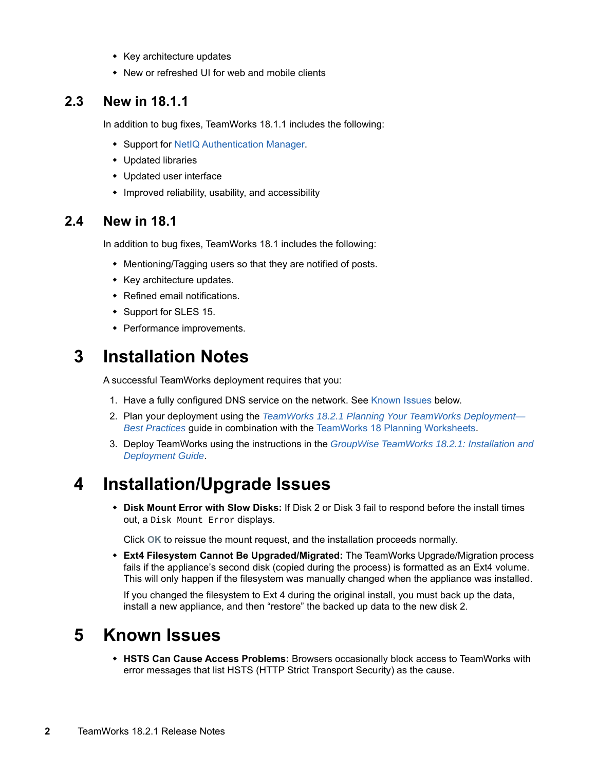- Key architecture updates
- New or refreshed UI for web and mobile clients

## 2.3 New in 18.1.1

In addition to bug fixes, TeamWorks 18.1.1 includes the following:

- Support for NetIQ Authentication Manager.
- Updated libraries
- Updated user interface
- Improved reliability, usability, and accessibility

## 2.4 New in 18.1

In addition to bug fixes, TeamWorks 18.1 includes the following:

- Mentioning/Tagging users so that they are notified of posts.
- Key architecture updates.
- Refined email notifications.
- Support for SLES 15.
- Performance improvements.

# 3 Installation Notes

A successful TeamWorks deployment requires that you:

1. Have a fully configured DNS service on the network. See Known Issues below.
2. Plan your deployment using the *TeamWorks 18.2.1 Planning Your TeamWorks Deployment—Best Practices* guide in combination with the TeamWorks 18 Planning Worksheets.
3. Deploy TeamWorks using the instructions in the *GroupWise TeamWorks 18.2.1: Installation and Deployment Guide*.

# 4 Installation/Upgrade Issues

- **Disk Mount Error with Slow Disks:** If Disk 2 or Disk 3 fail to respond before the install times out, a `Disk Mount Error` displays.

  Click **OK** to reissue the mount request, and the installation proceeds normally.

- **Ext4 Filesystem Cannot Be Upgraded/Migrated:** The TeamWorks Upgrade/Migration process fails if the appliance's second disk (copied during the process) is formatted as an Ext4 volume. This will only happen if the filesystem was manually changed when the appliance was installed.

  If you changed the filesystem to Ext 4 during the original install, you must back up the data, install a new appliance, and then "restore" the backed up data to the new disk 2.

# 5 Known Issues

- **HSTS Can Cause Access Problems:** Browsers occasionally block access to TeamWorks with error messages that list HSTS (HTTP Strict Transport Security) as the cause.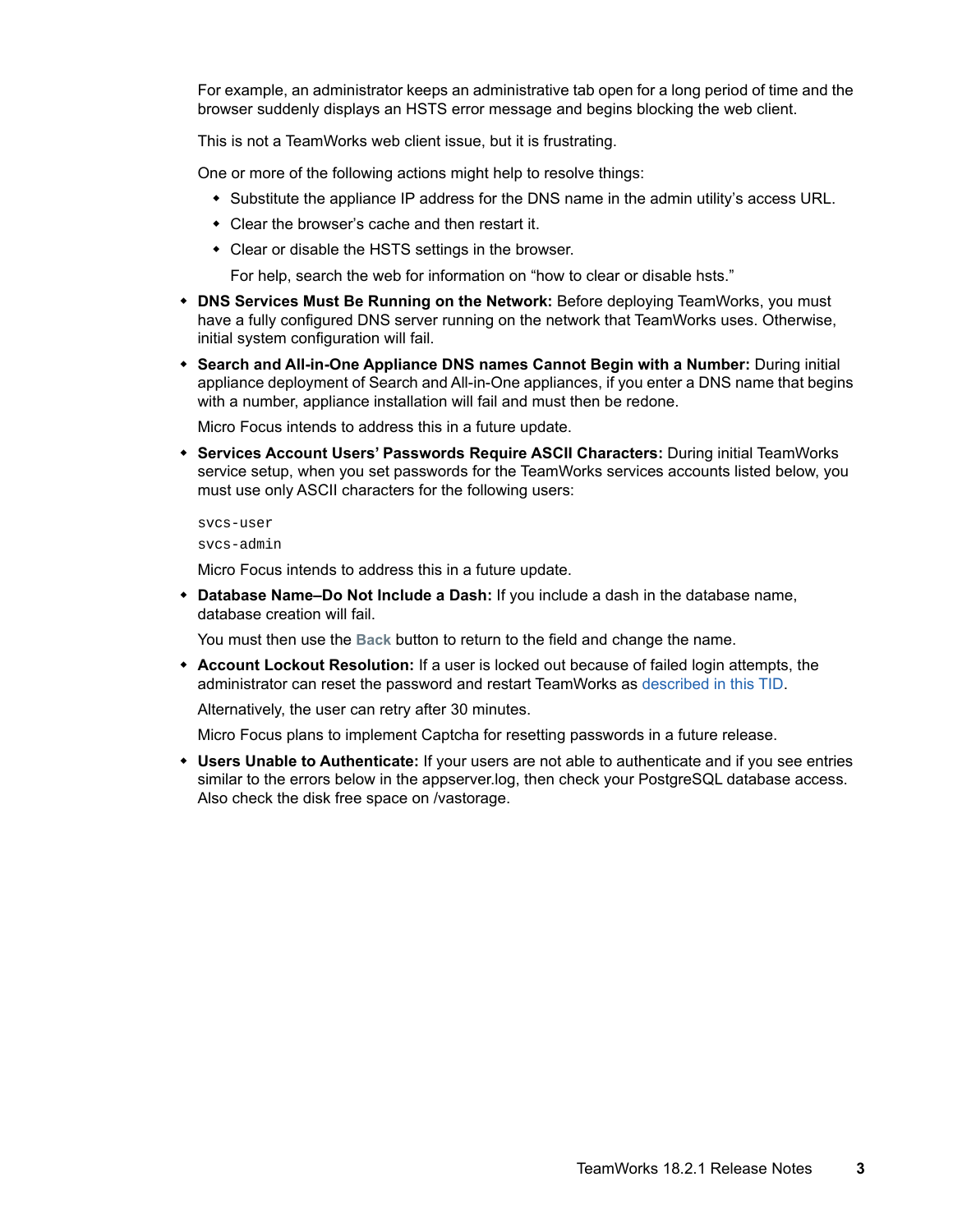For example, an administrator keeps an administrative tab open for a long period of time and the browser suddenly displays an HSTS error message and begins blocking the web client.

This is not a TeamWorks web client issue, but it is frustrating.

One or more of the following actions might help to resolve things:

- Substitute the appliance IP address for the DNS name in the admin utility's access URL.
- Clear the browser's cache and then restart it.
- Clear or disable the HSTS settings in the browser.

  For help, search the web for information on "how to clear or disable hsts."

- **DNS Services Must Be Running on the Network:** Before deploying TeamWorks, you must have a fully configured DNS server running on the network that TeamWorks uses. Otherwise, initial system configuration will fail.
- **Search and All-in-One Appliance DNS names Cannot Begin with a Number:** During initial appliance deployment of Search and All-in-One appliances, if you enter a DNS name that begins with a number, appliance installation will fail and must then be redone.

  Micro Focus intends to address this in a future update.

- **Services Account Users' Passwords Require ASCII Characters:** During initial TeamWorks service setup, when you set passwords for the TeamWorks services accounts listed below, you must use only ASCII characters for the following users:

  ```
  svcs-user
  svcs-admin
  ```

  Micro Focus intends to address this in a future update.

- **Database Name–Do Not Include a Dash:** If you include a dash in the database name, database creation will fail.

  You must then use the **Back** button to return to the field and change the name.

- **Account Lockout Resolution:** If a user is locked out because of failed login attempts, the administrator can reset the password and restart TeamWorks as described in this TID.

  Alternatively, the user can retry after 30 minutes.

  Micro Focus plans to implement Captcha for resetting passwords in a future release.

- **Users Unable to Authenticate:** If your users are not able to authenticate and if you see entries similar to the errors below in the appserver.log, then check your PostgreSQL database access. Also check the disk free space on /vastorage.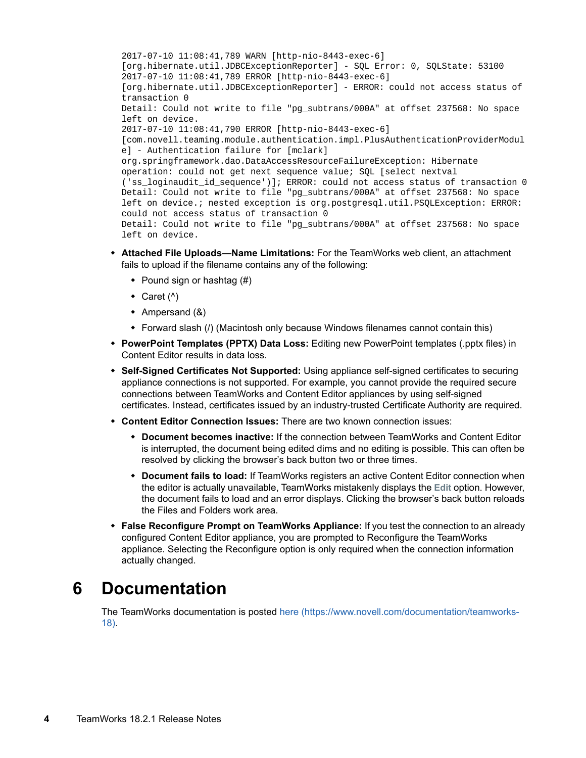```
2017-07-10 11:08:41,789 WARN [http-nio-8443-exec-6]
[org.hibernate.util.JDBCExceptionReporter] - SQL Error: 0, SQLState: 53100
2017-07-10 11:08:41,789 ERROR [http-nio-8443-exec-6]
[org.hibernate.util.JDBCExceptionReporter] - ERROR: could not access status of
transaction 0
Detail: Could not write to file "pg_subtrans/000A" at offset 237568: No space
left on device.
2017-07-10 11:08:41,790 ERROR [http-nio-8443-exec-6]
[com.novell.teaming.module.authentication.impl.PlusAuthenticationProviderModul
e] - Authentication failure for [mclark]
org.springframework.dao.DataAccessResourceFailureException: Hibernate
operation: could not get next sequence value; SQL [select nextval
('ss_loginaudit_id_sequence')]; ERROR: could not access status of transaction 0
Detail: Could not write to file "pg_subtrans/000A" at offset 237568: No space
left on device.; nested exception is org.postgresql.util.PSQLException: ERROR:
could not access status of transaction 0
Detail: Could not write to file "pg_subtrans/000A" at offset 237568: No space
left on device.
```

- **Attached File Uploads—Name Limitations:** For the TeamWorks web client, an attachment fails to upload if the filename contains any of the following:
  - Pound sign or hashtag (#)
  - Caret (^)
  - Ampersand (&)
  - Forward slash (/) (Macintosh only because Windows filenames cannot contain this)
- **PowerPoint Templates (PPTX) Data Loss:** Editing new PowerPoint templates (.pptx files) in Content Editor results in data loss.
- **Self-Signed Certificates Not Supported:** Using appliance self-signed certificates to securing appliance connections is not supported. For example, you cannot provide the required secure connections between TeamWorks and Content Editor appliances by using self-signed certificates. Instead, certificates issued by an industry-trusted Certificate Authority are required.
- **Content Editor Connection Issues:** There are two known connection issues:
  - **Document becomes inactive:** If the connection between TeamWorks and Content Editor is interrupted, the document being edited dims and no editing is possible. This can often be resolved by clicking the browser's back button two or three times.
  - **Document fails to load:** If TeamWorks registers an active Content Editor connection when the editor is actually unavailable, TeamWorks mistakenly displays the **Edit** option. However, the document fails to load and an error displays. Clicking the browser's back button reloads the Files and Folders work area.
- **False Reconfigure Prompt on TeamWorks Appliance:** If you test the connection to an already configured Content Editor appliance, you are prompted to Reconfigure the TeamWorks appliance. Selecting the Reconfigure option is only required when the connection information actually changed.

# 6 Documentation

The TeamWorks documentation is posted here (https://www.novell.com/documentation/teamworks-18).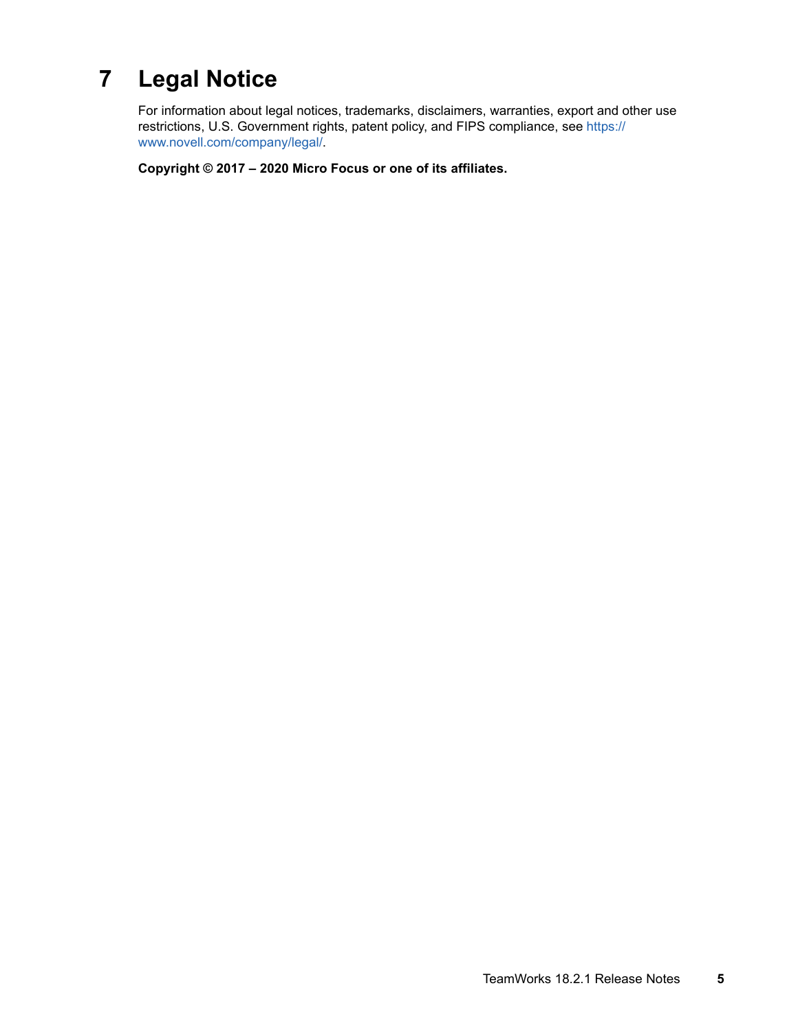# 7 Legal Notice

For information about legal notices, trademarks, disclaimers, warranties, export and other use restrictions, U.S. Government rights, patent policy, and FIPS compliance, see https://www.novell.com/company/legal/.

**Copyright © 2017 – 2020 Micro Focus or one of its affiliates.**